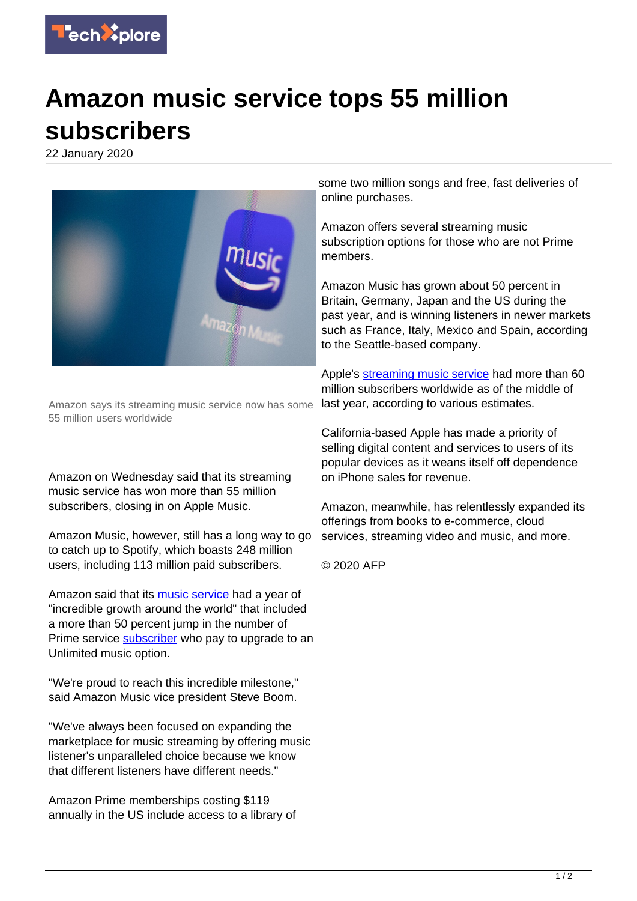# Amazon music service tops 55 million subscribers

22 January 2020

Amazon says its streaming music service now has some 55 million users worldwide

Amazon on Wednesday said that its streaming music service has won more than 55 million subscribers, closing in on Apple Music.

Amazon Music, however, still has a long way to go to catch up to Spotify, which boasts 248 million users, including 113 million paid subscribers.

Amazon said that its music service had a year of "incredible growth around the world" that included a more than 50 percent jump in the number of Prime service subscriber who pay to upgrade to an Unlimited music option.

"We're proud to reach this incredible milestone," said Amazon Music vice president Steve Boom.

"We've always been focused on expanding the marketplace for music streaming by offering music listener's unparalleled choice because we know that different listeners have different needs."

Amazon Prime memberships costing $119 annually in the US include access to a library of some two million songs and free, fast deliveries of online purchases.

Amazon offers several streaming music subscription options for those who are not Prime members.

Amazon Music has grown about 50 percent in Britain, Germany, Japan and the US during the past year, and is winning listeners in newer markets such as France, Italy, Mexico and Spain, according to the Seattle-based company.

Apple's streaming music service had more than 60 million subscribers worldwide as of the middle of last year, according to various estimates.

California-based Apple has made a priority of selling digital content and services to users of its popular devices as it weans itself off dependence on iPhone sales for revenue.

Amazon, meanwhile, has relentlessly expanded its offerings from books to e-commerce, cloud services, streaming video and music, and more.

© 2020 AFP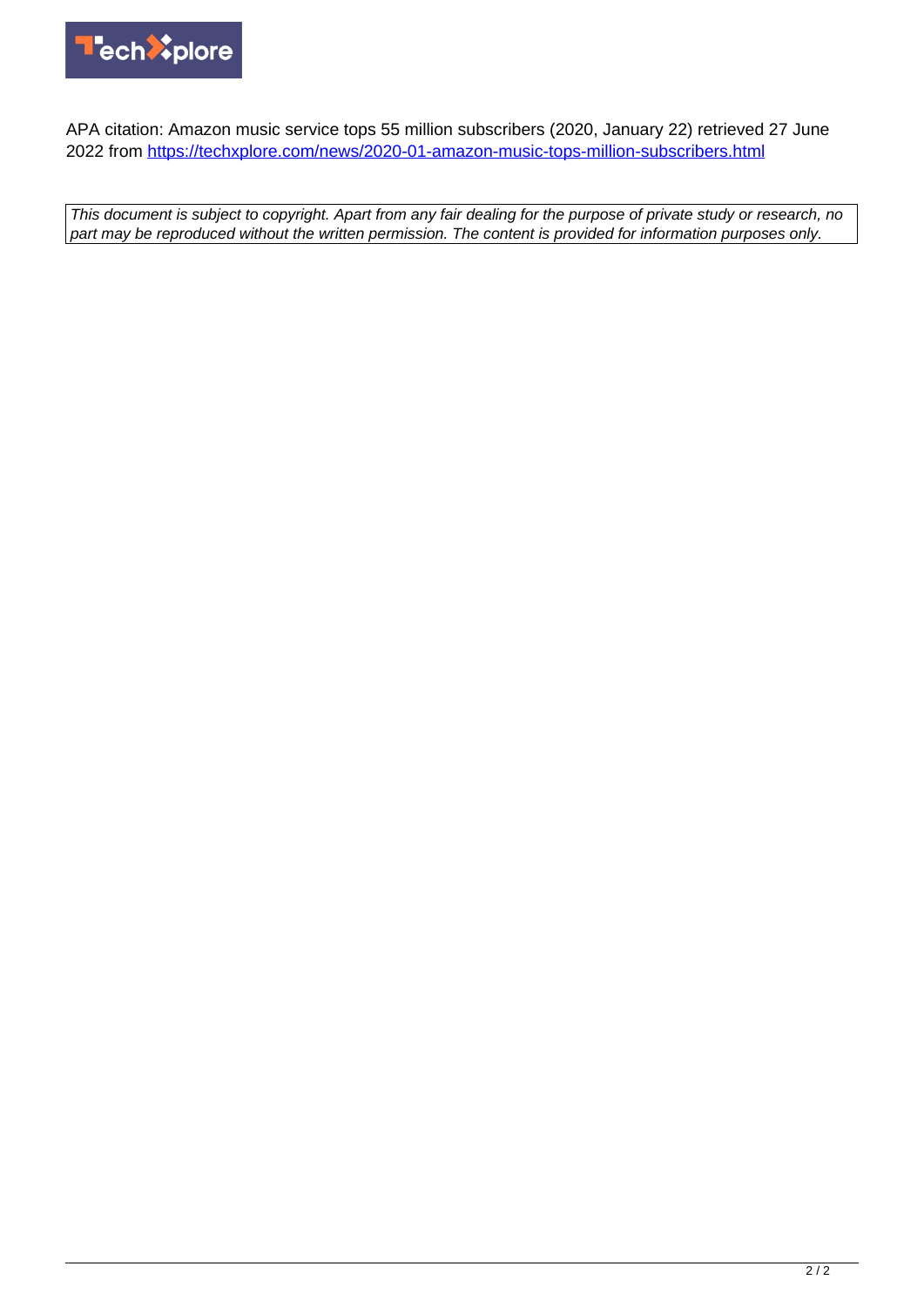APA citation: Amazon music service tops 55 million subscribers (2020, January 22) retrieved 27 June 2022 from https://techxplore.com/news/2020-01-amazon-music-tops-million-subscribers.html

*This document is subject to copyright. Apart from any fair dealing for the purpose of private study or research, no part may be reproduced without the written permission. The content is provided for information purposes only.*